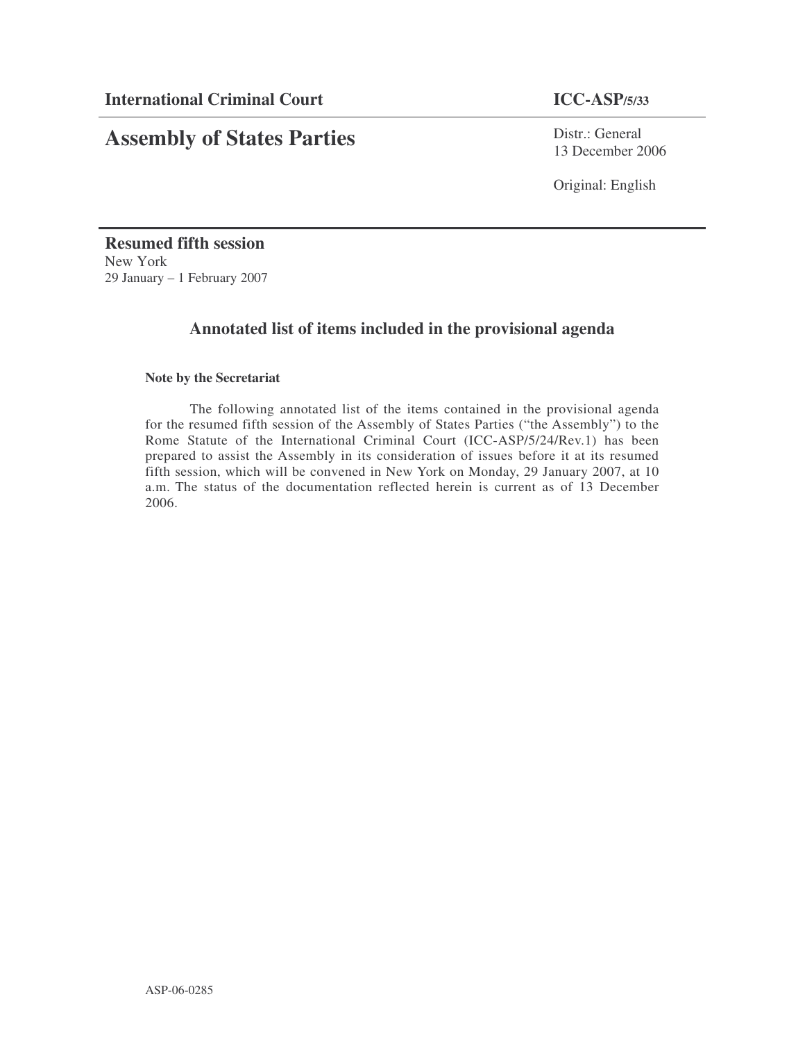**International Criminal Court** **ICC-ASP/5/33**

# Assembly of States Parties

Distr.: General
13 December 2006

Original: English

**Resumed fifth session**
New York
29 January – 1 February 2007

## Annotated list of items included in the provisional agenda

**Note by the Secretariat**

The following annotated list of the items contained in the provisional agenda for the resumed fifth session of the Assembly of States Parties ("the Assembly") to the Rome Statute of the International Criminal Court (ICC-ASP/5/24/Rev.1) has been prepared to assist the Assembly in its consideration of issues before it at its resumed fifth session, which will be convened in New York on Monday, 29 January 2007, at 10 a.m. The status of the documentation reflected herein is current as of 13 December 2006.

ASP-06-0285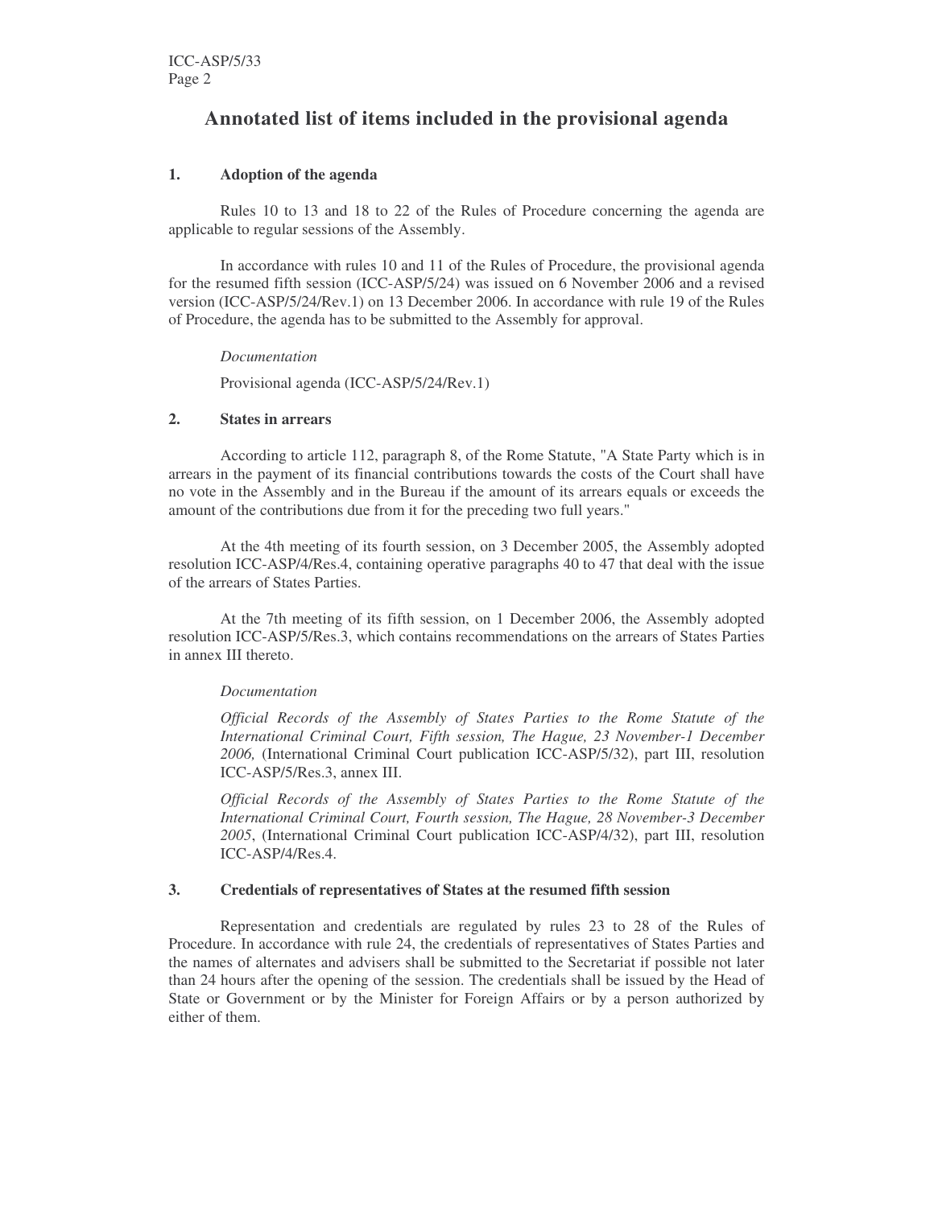## Annotated list of items included in the provisional agenda

### 1. Adoption of the agenda

Rules 10 to 13 and 18 to 22 of the Rules of Procedure concerning the agenda are applicable to regular sessions of the Assembly.

In accordance with rules 10 and 11 of the Rules of Procedure, the provisional agenda for the resumed fifth session (ICC-ASP/5/24) was issued on 6 November 2006 and a revised version (ICC-ASP/5/24/Rev.1) on 13 December 2006. In accordance with rule 19 of the Rules of Procedure, the agenda has to be submitted to the Assembly for approval.

*Documentation*

Provisional agenda (ICC-ASP/5/24/Rev.1)

### 2. States in arrears

According to article 112, paragraph 8, of the Rome Statute, "A State Party which is in arrears in the payment of its financial contributions towards the costs of the Court shall have no vote in the Assembly and in the Bureau if the amount of its arrears equals or exceeds the amount of the contributions due from it for the preceding two full years."

At the 4th meeting of its fourth session, on 3 December 2005, the Assembly adopted resolution ICC-ASP/4/Res.4, containing operative paragraphs 40 to 47 that deal with the issue of the arrears of States Parties.

At the 7th meeting of its fifth session, on 1 December 2006, the Assembly adopted resolution ICC-ASP/5/Res.3, which contains recommendations on the arrears of States Parties in annex III thereto.

*Documentation*

*Official Records of the Assembly of States Parties to the Rome Statute of the International Criminal Court, Fifth session, The Hague, 23 November-1 December 2006,* (International Criminal Court publication ICC-ASP/5/32), part III, resolution ICC-ASP/5/Res.3, annex III.

*Official Records of the Assembly of States Parties to the Rome Statute of the International Criminal Court, Fourth session, The Hague, 28 November-3 December 2005*, (International Criminal Court publication ICC-ASP/4/32), part III, resolution ICC-ASP/4/Res.4.

### 3. Credentials of representatives of States at the resumed fifth session

Representation and credentials are regulated by rules 23 to 28 of the Rules of Procedure. In accordance with rule 24, the credentials of representatives of States Parties and the names of alternates and advisers shall be submitted to the Secretariat if possible not later than 24 hours after the opening of the session. The credentials shall be issued by the Head of State or Government or by the Minister for Foreign Affairs or by a person authorized by either of them.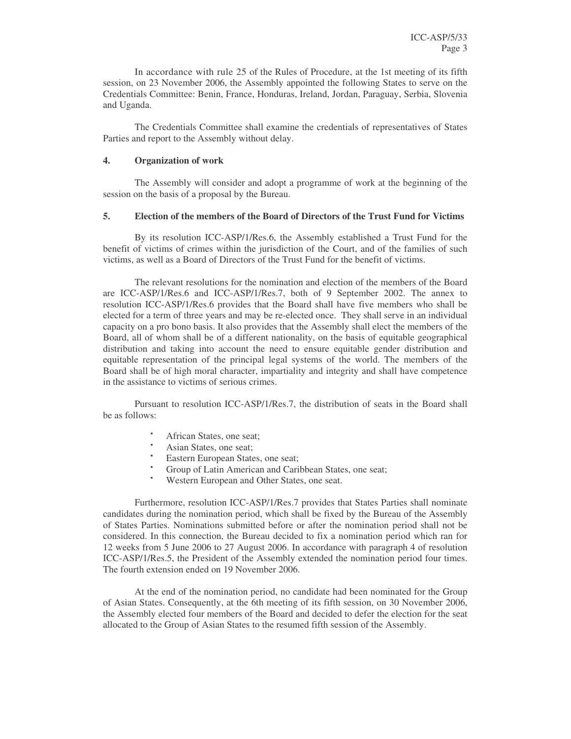In accordance with rule 25 of the Rules of Procedure, at the 1st meeting of its fifth session, on 23 November 2006, the Assembly appointed the following States to serve on the Credentials Committee: Benin, France, Honduras, Ireland, Jordan, Paraguay, Serbia, Slovenia and Uganda.

The Credentials Committee shall examine the credentials of representatives of States Parties and report to the Assembly without delay.

#### 4. Organization of work

The Assembly will consider and adopt a programme of work at the beginning of the session on the basis of a proposal by the Bureau.

#### 5. Election of the members of the Board of Directors of the Trust Fund for Victims

By its resolution ICC-ASP/1/Res.6, the Assembly established a Trust Fund for the benefit of victims of crimes within the jurisdiction of the Court, and of the families of such victims, as well as a Board of Directors of the Trust Fund for the benefit of victims.

The relevant resolutions for the nomination and election of the members of the Board are ICC-ASP/1/Res.6 and ICC-ASP/1/Res.7, both of 9 September 2002. The annex to resolution ICC-ASP/1/Res.6 provides that the Board shall have five members who shall be elected for a term of three years and may be re-elected once. They shall serve in an individual capacity on a pro bono basis. It also provides that the Assembly shall elect the members of the Board, all of whom shall be of a different nationality, on the basis of equitable geographical distribution and taking into account the need to ensure equitable gender distribution and equitable representation of the principal legal systems of the world. The members of the Board shall be of high moral character, impartiality and integrity and shall have competence in the assistance to victims of serious crimes.

Pursuant to resolution ICC-ASP/1/Res.7, the distribution of seats in the Board shall be as follows:

- African States, one seat;
- Asian States, one seat;
- Eastern European States, one seat;
- Group of Latin American and Caribbean States, one seat;
- Western European and Other States, one seat.

Furthermore, resolution ICC-ASP/1/Res.7 provides that States Parties shall nominate candidates during the nomination period, which shall be fixed by the Bureau of the Assembly of States Parties. Nominations submitted before or after the nomination period shall not be considered. In this connection, the Bureau decided to fix a nomination period which ran for 12 weeks from 5 June 2006 to 27 August 2006. In accordance with paragraph 4 of resolution ICC-ASP/1/Res.5, the President of the Assembly extended the nomination period four times. The fourth extension ended on 19 November 2006.

At the end of the nomination period, no candidate had been nominated for the Group of Asian States. Consequently, at the 6th meeting of its fifth session, on 30 November 2006, the Assembly elected four members of the Board and decided to defer the election for the seat allocated to the Group of Asian States to the resumed fifth session of the Assembly.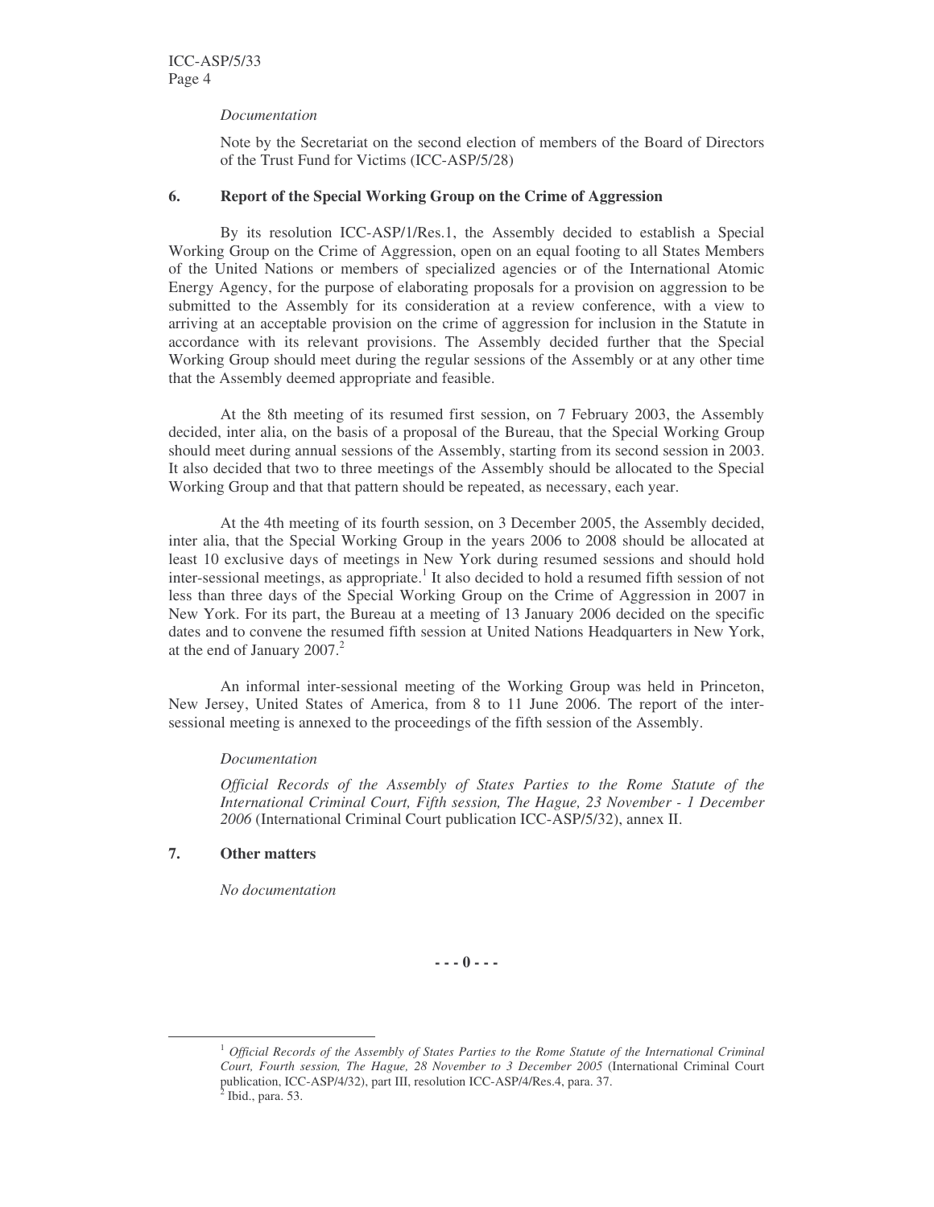*Documentation*

Note by the Secretariat on the second election of members of the Board of Directors of the Trust Fund for Victims (ICC-ASP/5/28)

### 6. Report of the Special Working Group on the Crime of Aggression

By its resolution ICC-ASP/1/Res.1, the Assembly decided to establish a Special Working Group on the Crime of Aggression, open on an equal footing to all States Members of the United Nations or members of specialized agencies or of the International Atomic Energy Agency, for the purpose of elaborating proposals for a provision on aggression to be submitted to the Assembly for its consideration at a review conference, with a view to arriving at an acceptable provision on the crime of aggression for inclusion in the Statute in accordance with its relevant provisions. The Assembly decided further that the Special Working Group should meet during the regular sessions of the Assembly or at any other time that the Assembly deemed appropriate and feasible.

At the 8th meeting of its resumed first session, on 7 February 2003, the Assembly decided, inter alia, on the basis of a proposal of the Bureau, that the Special Working Group should meet during annual sessions of the Assembly, starting from its second session in 2003. It also decided that two to three meetings of the Assembly should be allocated to the Special Working Group and that that pattern should be repeated, as necessary, each year.

At the 4th meeting of its fourth session, on 3 December 2005, the Assembly decided, inter alia, that the Special Working Group in the years 2006 to 2008 should be allocated at least 10 exclusive days of meetings in New York during resumed sessions and should hold inter-sessional meetings, as appropriate.[1] It also decided to hold a resumed fifth session of not less than three days of the Special Working Group on the Crime of Aggression in 2007 in New York. For its part, the Bureau at a meeting of 13 January 2006 decided on the specific dates and to convene the resumed fifth session at United Nations Headquarters in New York, at the end of January 2007.[2]

An informal inter-sessional meeting of the Working Group was held in Princeton, New Jersey, United States of America, from 8 to 11 June 2006. The report of the inter-sessional meeting is annexed to the proceedings of the fifth session of the Assembly.

*Documentation*

*Official Records of the Assembly of States Parties to the Rome Statute of the International Criminal Court, Fifth session, The Hague, 23 November - 1 December 2006* (International Criminal Court publication ICC-ASP/5/32), annex II.

### 7. Other matters

*No documentation*

**- - - 0 - - -**

---

[1] *Official Records of the Assembly of States Parties to the Rome Statute of the International Criminal Court, Fourth session, The Hague, 28 November to 3 December 2005* (International Criminal Court publication, ICC-ASP/4/32), part III, resolution ICC-ASP/4/Res.4, para. 37.

[2] Ibid., para. 53.